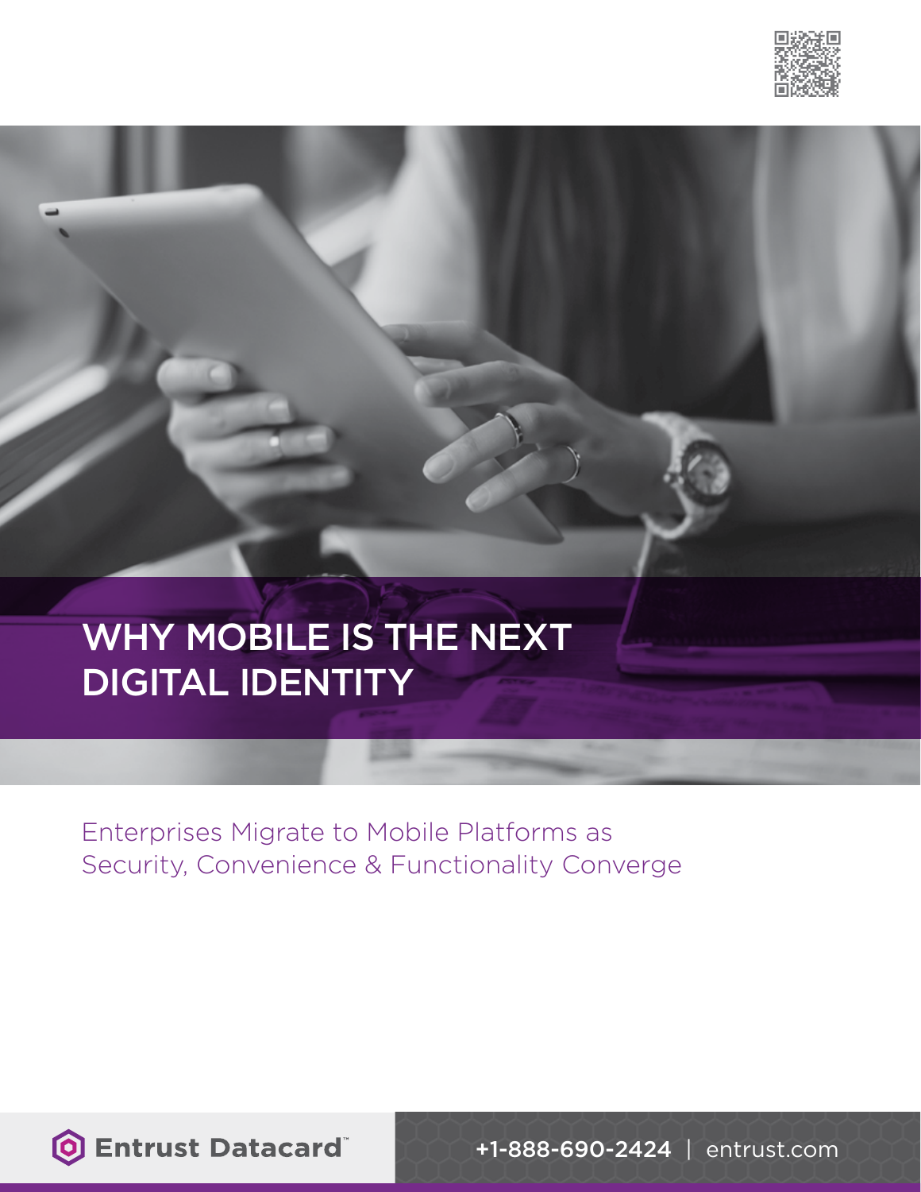# WHY MOBILE IS THE NEXT DIGITAL IDENTITY

Enterprises Migrate to Mobile Platforms as Security, Convenience & Functionality Converge

Entrust Datacard™

+1-888-690-2424 | entrust.com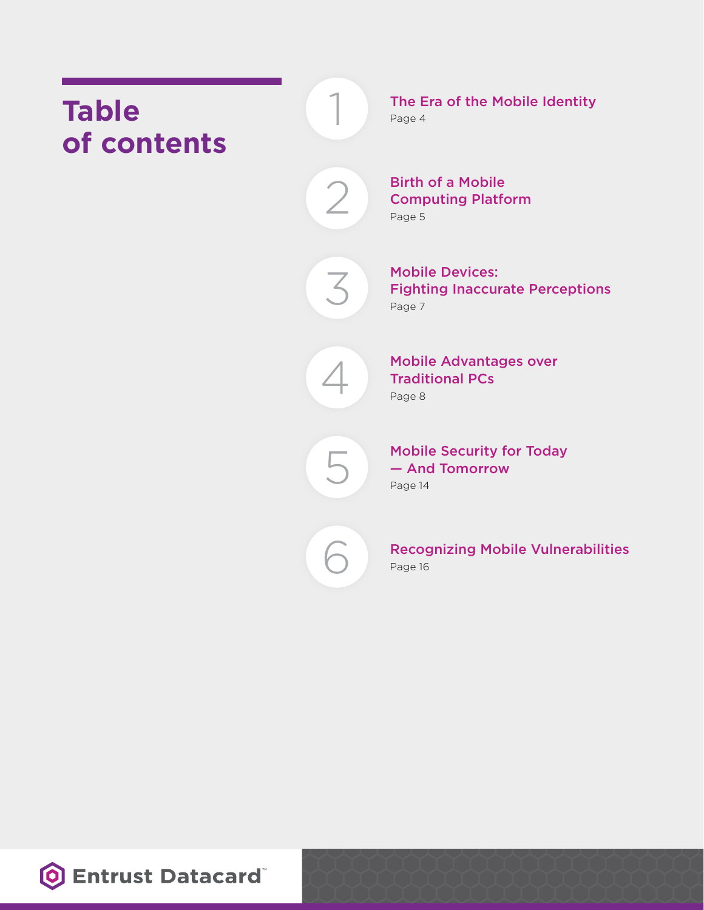# Table of contents

1. **The Era of the Mobile Identity**
   Page 4

2. **Birth of a Mobile Computing Platform**
   Page 5

3. **Mobile Devices: Fighting Inaccurate Perceptions**
   Page 7

4. **Mobile Advantages over Traditional PCs**
   Page 8

5. **Mobile Security for Today — And Tomorrow**
   Page 14

6. **Recognizing Mobile Vulnerabilities**
   Page 16

Entrust Datacard™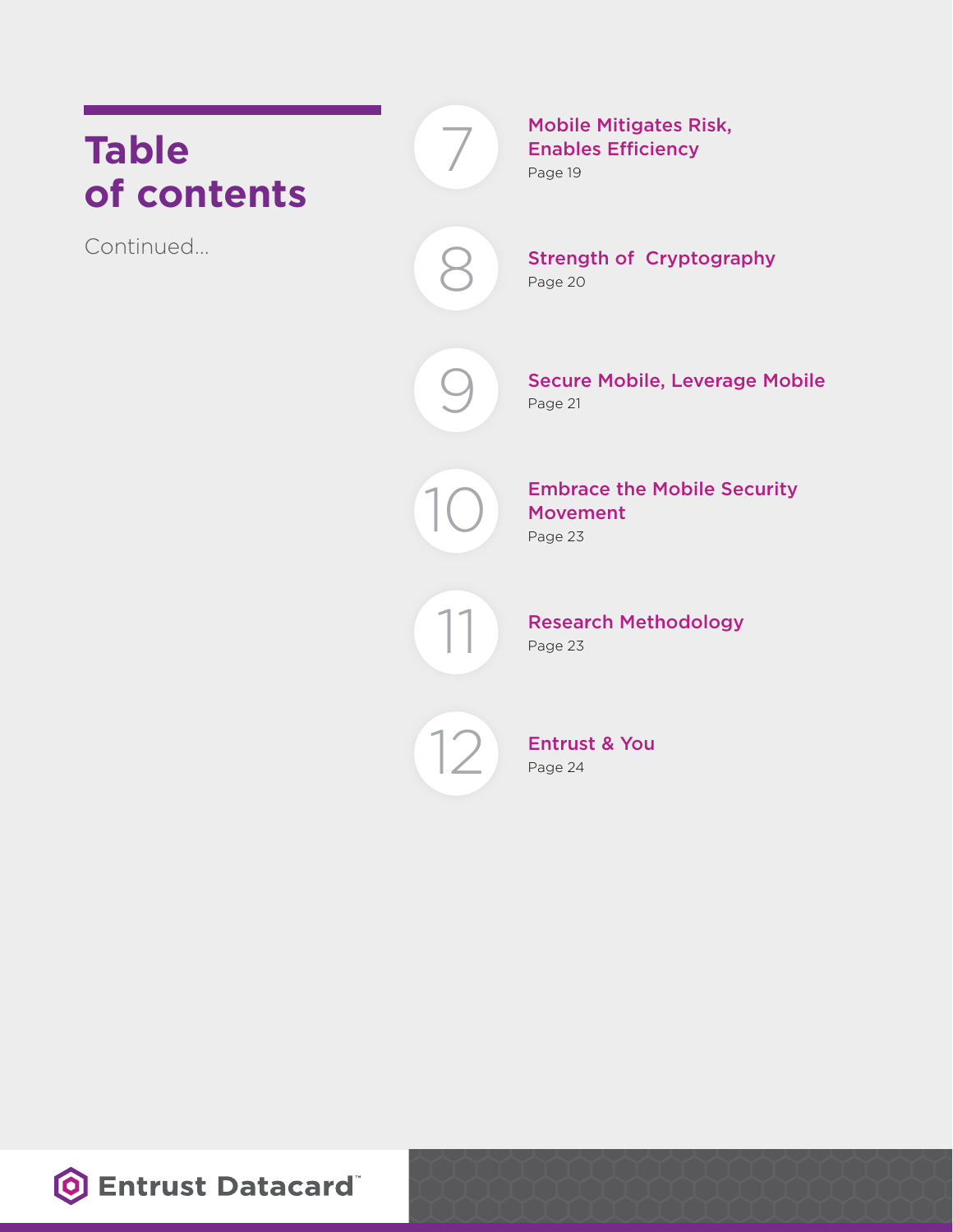# Table of contents

Continued...

7. **Mobile Mitigates Risk, Enables Efficiency**
   Page 19

8. **Strength of Cryptography**
   Page 20

9. **Secure Mobile, Leverage Mobile**
   Page 21

10. **Embrace the Mobile Security Movement**
    Page 23

11. **Research Methodology**
    Page 23

12. **Entrust & You**
    Page 24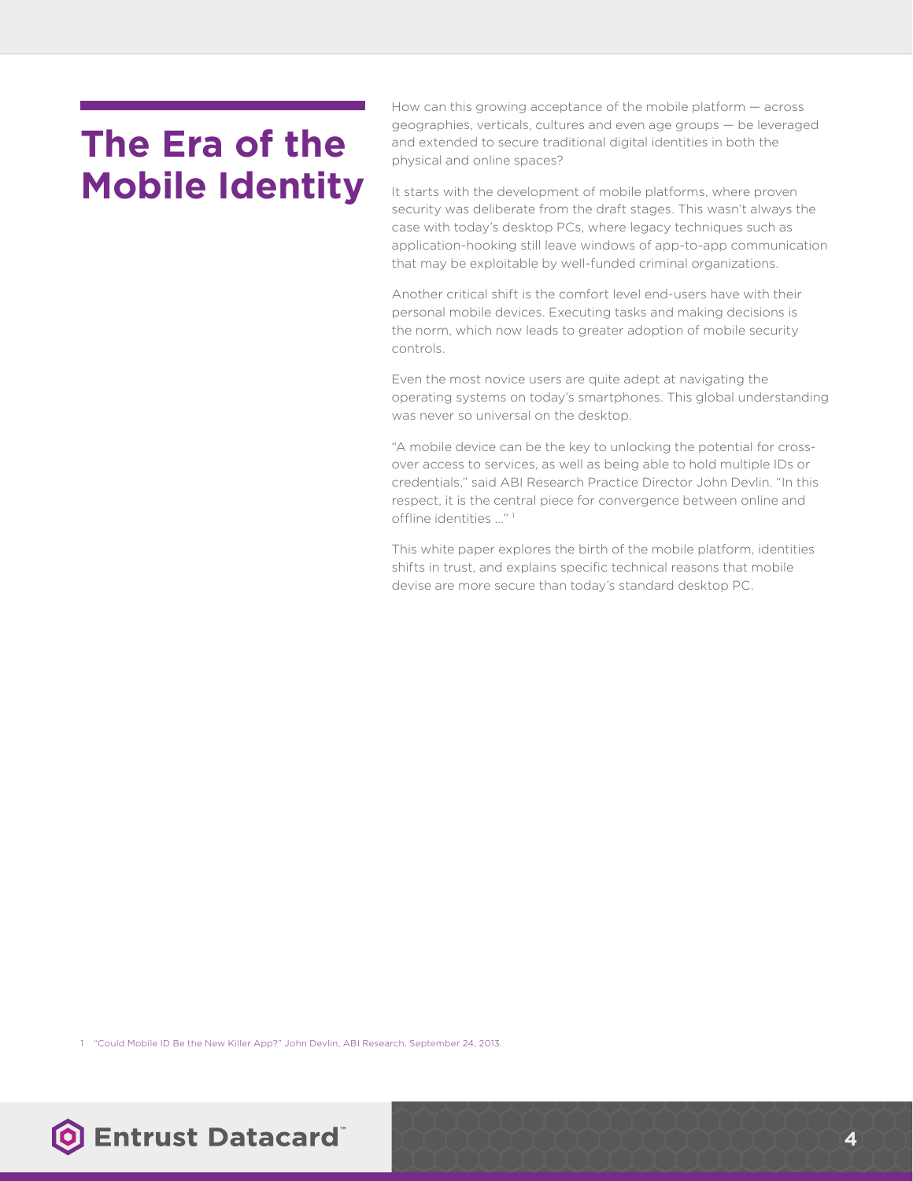# The Era of the Mobile Identity

How can this growing acceptance of the mobile platform — across geographies, verticals, cultures and even age groups — be leveraged and extended to secure traditional digital identities in both the physical and online spaces?

It starts with the development of mobile platforms, where proven security was deliberate from the draft stages. This wasn't always the case with today's desktop PCs, where legacy techniques such as application-hooking still leave windows of app-to-app communication that may be exploitable by well-funded criminal organizations.

Another critical shift is the comfort level end-users have with their personal mobile devices. Executing tasks and making decisions is the norm, which now leads to greater adoption of mobile security controls.

Even the most novice users are quite adept at navigating the operating systems on today's smartphones. This global understanding was never so universal on the desktop.

"A mobile device can be the key to unlocking the potential for cross-over access to services, as well as being able to hold multiple IDs or credentials," said ABI Research Practice Director John Devlin. "In this respect, it is the central piece for convergence between online and offline identities ..." [1]

This white paper explores the birth of the mobile platform, identities shifts in trust, and explains specific technical reasons that mobile devise are more secure than today's standard desktop PC.

1 "Could Mobile ID Be the New Killer App?" John Devlin, ABI Research, September 24, 2013.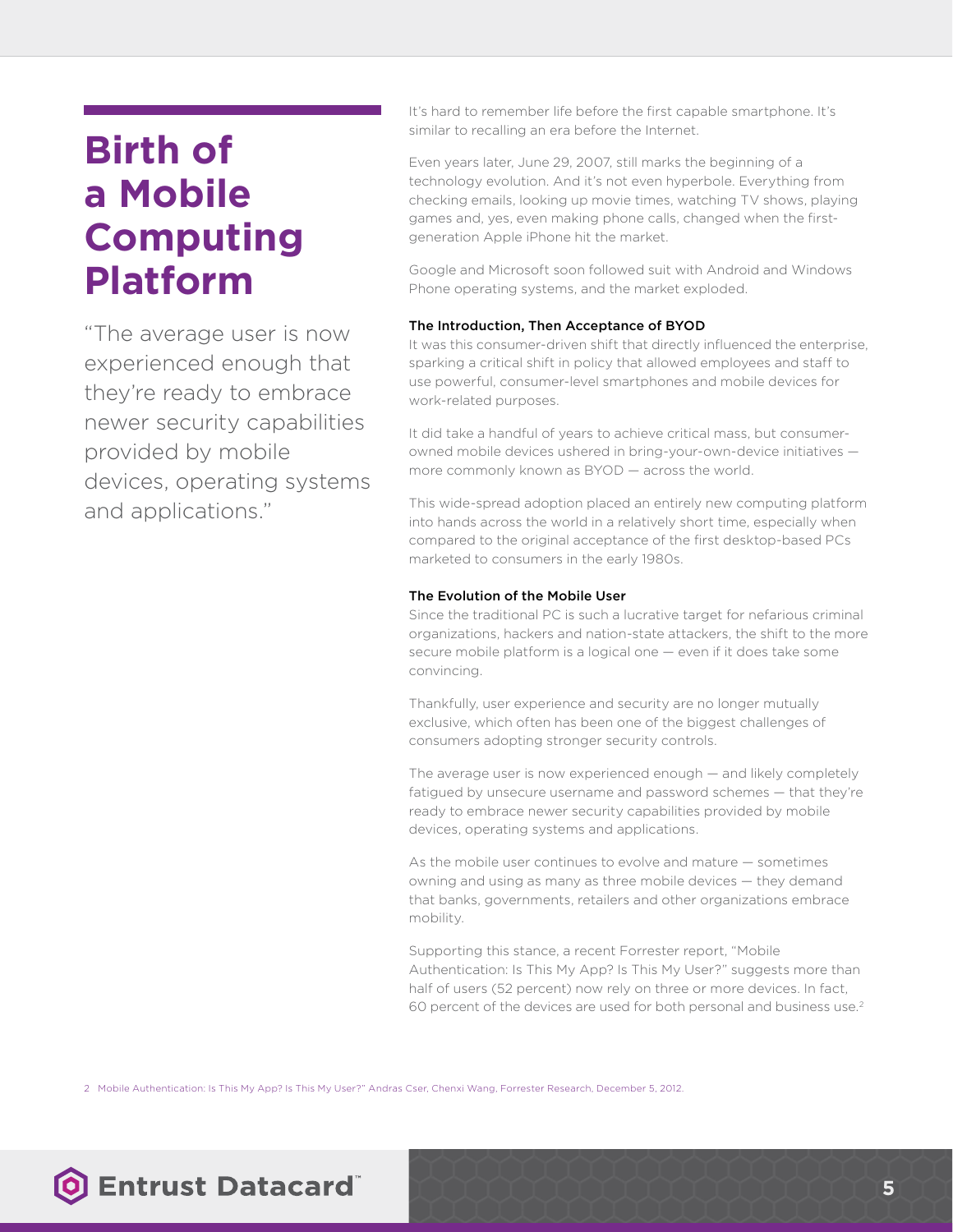# Birth of a Mobile Computing Platform

"The average user is now experienced enough that they're ready to embrace newer security capabilities provided by mobile devices, operating systems and applications."

It's hard to remember life before the first capable smartphone. It's similar to recalling an era before the Internet.

Even years later, June 29, 2007, still marks the beginning of a technology evolution. And it's not even hyperbole. Everything from checking emails, looking up movie times, watching TV shows, playing games and, yes, even making phone calls, changed when the first-generation Apple iPhone hit the market.

Google and Microsoft soon followed suit with Android and Windows Phone operating systems, and the market exploded.

### The Introduction, Then Acceptance of BYOD

It was this consumer-driven shift that directly influenced the enterprise, sparking a critical shift in policy that allowed employees and staff to use powerful, consumer-level smartphones and mobile devices for work-related purposes.

It did take a handful of years to achieve critical mass, but consumer-owned mobile devices ushered in bring-your-own-device initiatives — more commonly known as BYOD — across the world.

This wide-spread adoption placed an entirely new computing platform into hands across the world in a relatively short time, especially when compared to the original acceptance of the first desktop-based PCs marketed to consumers in the early 1980s.

### The Evolution of the Mobile User

Since the traditional PC is such a lucrative target for nefarious criminal organizations, hackers and nation-state attackers, the shift to the more secure mobile platform is a logical one — even if it does take some convincing.

Thankfully, user experience and security are no longer mutually exclusive, which often has been one of the biggest challenges of consumers adopting stronger security controls.

The average user is now experienced enough — and likely completely fatigued by unsecure username and password schemes — that they're ready to embrace newer security capabilities provided by mobile devices, operating systems and applications.

As the mobile user continues to evolve and mature — sometimes owning and using as many as three mobile devices — they demand that banks, governments, retailers and other organizations embrace mobility.

Supporting this stance, a recent Forrester report, "Mobile Authentication: Is This My App? Is This My User?" suggests more than half of users (52 percent) now rely on three or more devices. In fact, 60 percent of the devices are used for both personal and business use.[2]

2 Mobile Authentication: Is This My App? Is This My User?" Andras Cser, Chenxi Wang, Forrester Research, December 5, 2012.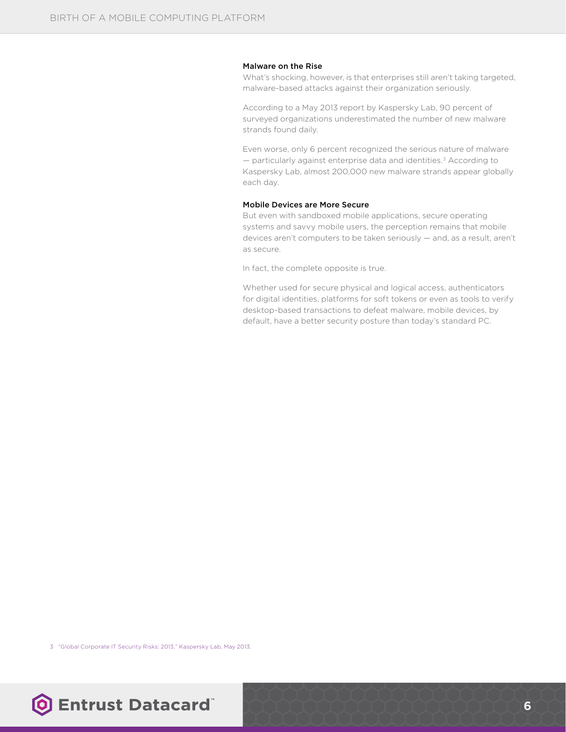### Malware on the Rise

What's shocking, however, is that enterprises still aren't taking targeted, malware-based attacks against their organization seriously.

According to a May 2013 report by Kaspersky Lab, 90 percent of surveyed organizations underestimated the number of new malware strands found daily.

Even worse, only 6 percent recognized the serious nature of malware — particularly against enterprise data and identities.[3] According to Kaspersky Lab, almost 200,000 new malware strands appear globally each day.

### Mobile Devices are More Secure

But even with sandboxed mobile applications, secure operating systems and savvy mobile users, the perception remains that mobile devices aren't computers to be taken seriously — and, as a result, aren't as secure.

In fact, the complete opposite is true.

Whether used for secure physical and logical access, authenticators for digital identities, platforms for soft tokens or even as tools to verify desktop-based transactions to defeat malware, mobile devices, by default, have a better security posture than today's standard PC.

3 "Global Corporate IT Security Risks: 2013," Kaspersky Lab, May 2013.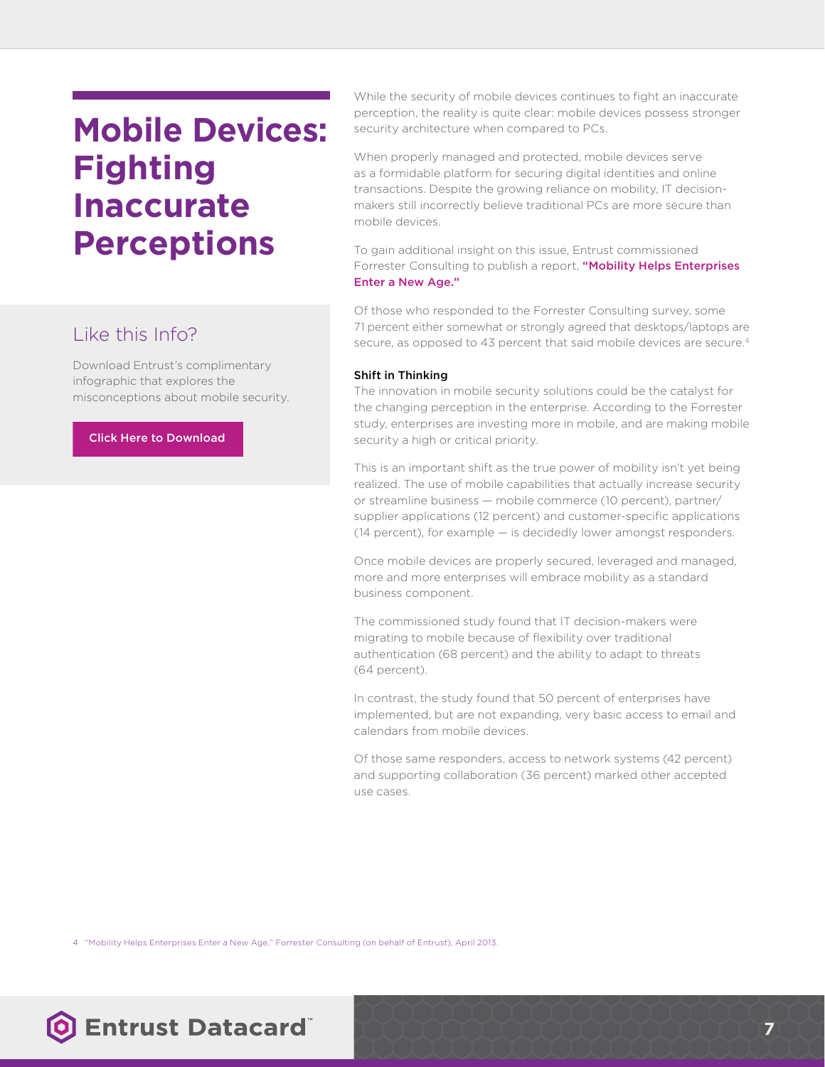# Mobile Devices: Fighting Inaccurate Perceptions

## Like this Info?

Download Entrust's complimentary infographic that explores the misconceptions about mobile security.

Click Here to Download

While the security of mobile devices continues to fight an inaccurate perception, the reality is quite clear: mobile devices possess stronger security architecture when compared to PCs.

When properly managed and protected, mobile devices serve as a formidable platform for securing digital identities and online transactions. Despite the growing reliance on mobility, IT decision-makers still incorrectly believe traditional PCs are more secure than mobile devices.

To gain additional insight on this issue, Entrust commissioned Forrester Consulting to publish a report, **"Mobility Helps Enterprises Enter a New Age."**

Of those who responded to the Forrester Consulting survey, some 71 percent either somewhat or strongly agreed that desktops/laptops are secure, as opposed to 43 percent that said mobile devices are secure.[4]

**Shift in Thinking**

The innovation in mobile security solutions could be the catalyst for the changing perception in the enterprise. According to the Forrester study, enterprises are investing more in mobile, and are making mobile security a high or critical priority.

This is an important shift as the true power of mobility isn't yet being realized. The use of mobile capabilities that actually increase security or streamline business — mobile commerce (10 percent), partner/supplier applications (12 percent) and customer-specific applications (14 percent), for example — is decidedly lower amongst responders.

Once mobile devices are properly secured, leveraged and managed, more and more enterprises will embrace mobility as a standard business component.

The commissioned study found that IT decision-makers were migrating to mobile because of flexibility over traditional authentication (68 percent) and the ability to adapt to threats (64 percent).

In contrast, the study found that 50 percent of enterprises have implemented, but are not expanding, very basic access to email and calendars from mobile devices.

Of those same responders, access to network systems (42 percent) and supporting collaboration (36 percent) marked other accepted use cases.

4 "Mobility Helps Enterprises Enter a New Age," Forrester Consulting (on behalf of Entrust), April 2013.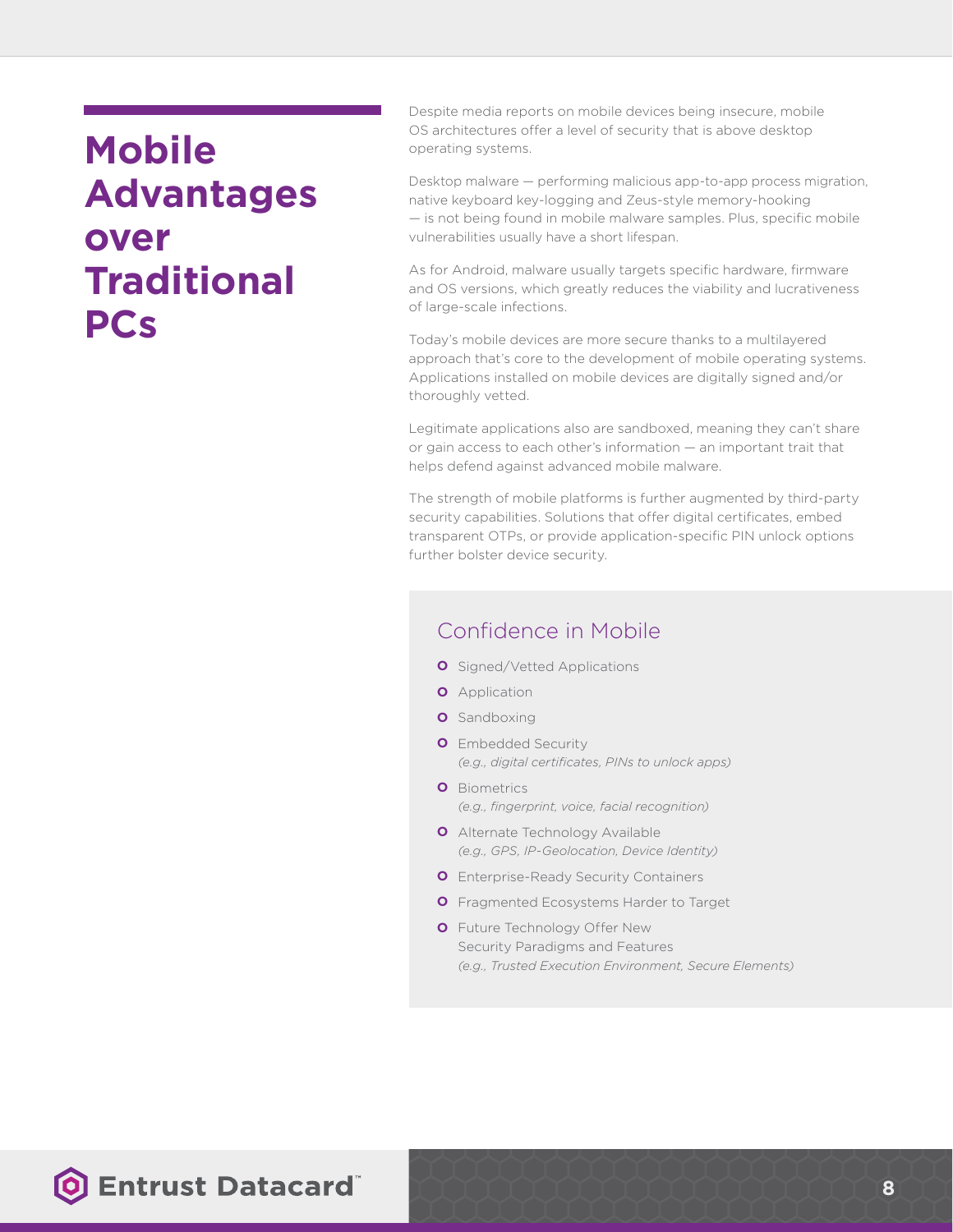# Mobile Advantages over Traditional PCs

Despite media reports on mobile devices being insecure, mobile OS architectures offer a level of security that is above desktop operating systems.

Desktop malware — performing malicious app-to-app process migration, native keyboard key-logging and Zeus-style memory-hooking — is not being found in mobile malware samples. Plus, specific mobile vulnerabilities usually have a short lifespan.

As for Android, malware usually targets specific hardware, firmware and OS versions, which greatly reduces the viability and lucrativeness of large-scale infections.

Today's mobile devices are more secure thanks to a multilayered approach that's core to the development of mobile operating systems. Applications installed on mobile devices are digitally signed and/or thoroughly vetted.

Legitimate applications also are sandboxed, meaning they can't share or gain access to each other's information — an important trait that helps defend against advanced mobile malware.

The strength of mobile platforms is further augmented by third-party security capabilities. Solutions that offer digital certificates, embed transparent OTPs, or provide application-specific PIN unlock options further bolster device security.

## Confidence in Mobile

- Signed/Vetted Applications
- Application
- Sandboxing
- Embedded Security  
  *(e.g., digital certificates, PINs to unlock apps)*
- Biometrics  
  *(e.g., fingerprint, voice, facial recognition)*
- Alternate Technology Available  
  *(e.g., GPS, IP-Geolocation, Device Identity)*
- Enterprise-Ready Security Containers
- Fragmented Ecosystems Harder to Target
- Future Technology Offer New Security Paradigms and Features  
  *(e.g., Trusted Execution Environment, Secure Elements)*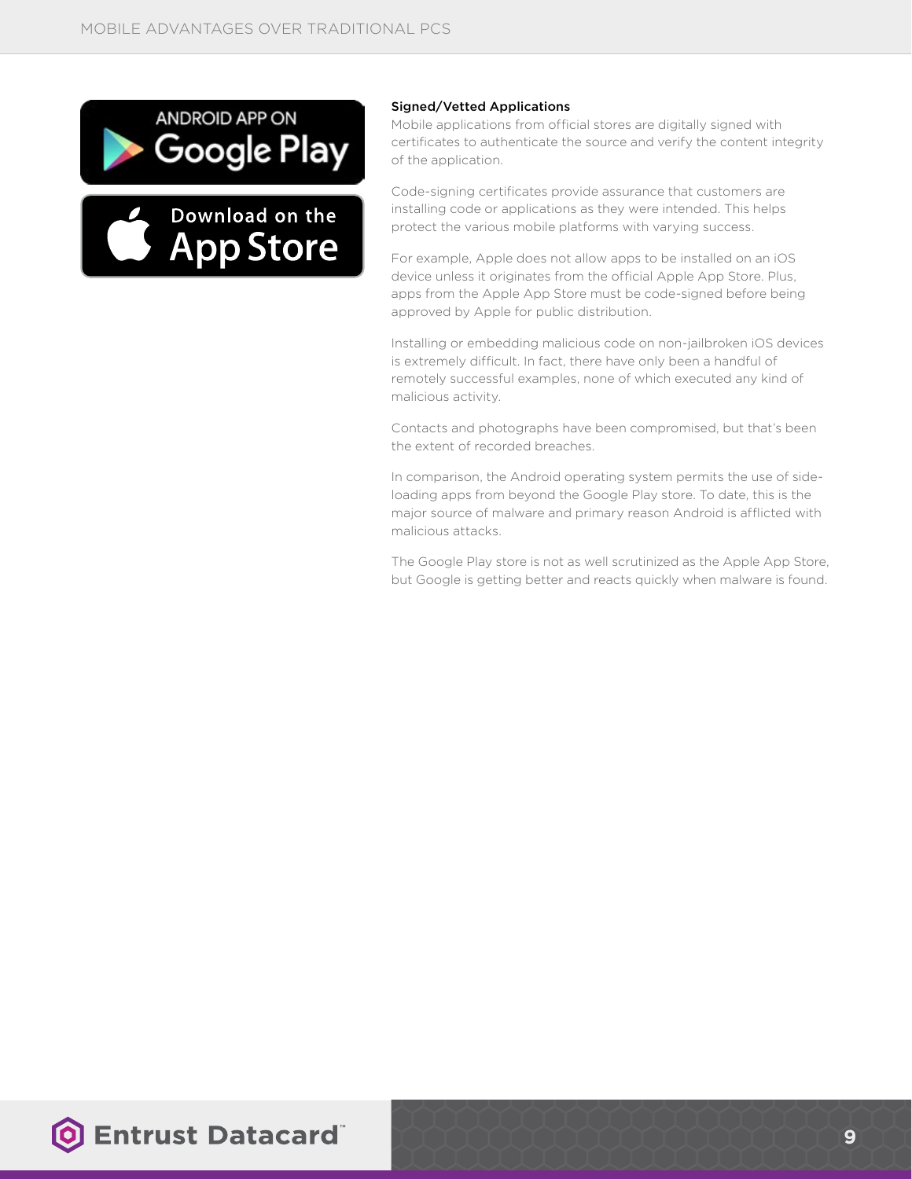### Signed/Vetted Applications

Mobile applications from official stores are digitally signed with certificates to authenticate the source and verify the content integrity of the application.

Code-signing certificates provide assurance that customers are installing code or applications as they were intended. This helps protect the various mobile platforms with varying success.

For example, Apple does not allow apps to be installed on an iOS device unless it originates from the official Apple App Store. Plus, apps from the Apple App Store must be code-signed before being approved by Apple for public distribution.

Installing or embedding malicious code on non-jailbroken iOS devices is extremely difficult. In fact, there have only been a handful of remotely successful examples, none of which executed any kind of malicious activity.

Contacts and photographs have been compromised, but that's been the extent of recorded breaches.

In comparison, the Android operating system permits the use of side-loading apps from beyond the Google Play store. To date, this is the major source of malware and primary reason Android is afflicted with malicious attacks.

The Google Play store is not as well scrutinized as the Apple App Store, but Google is getting better and reacts quickly when malware is found.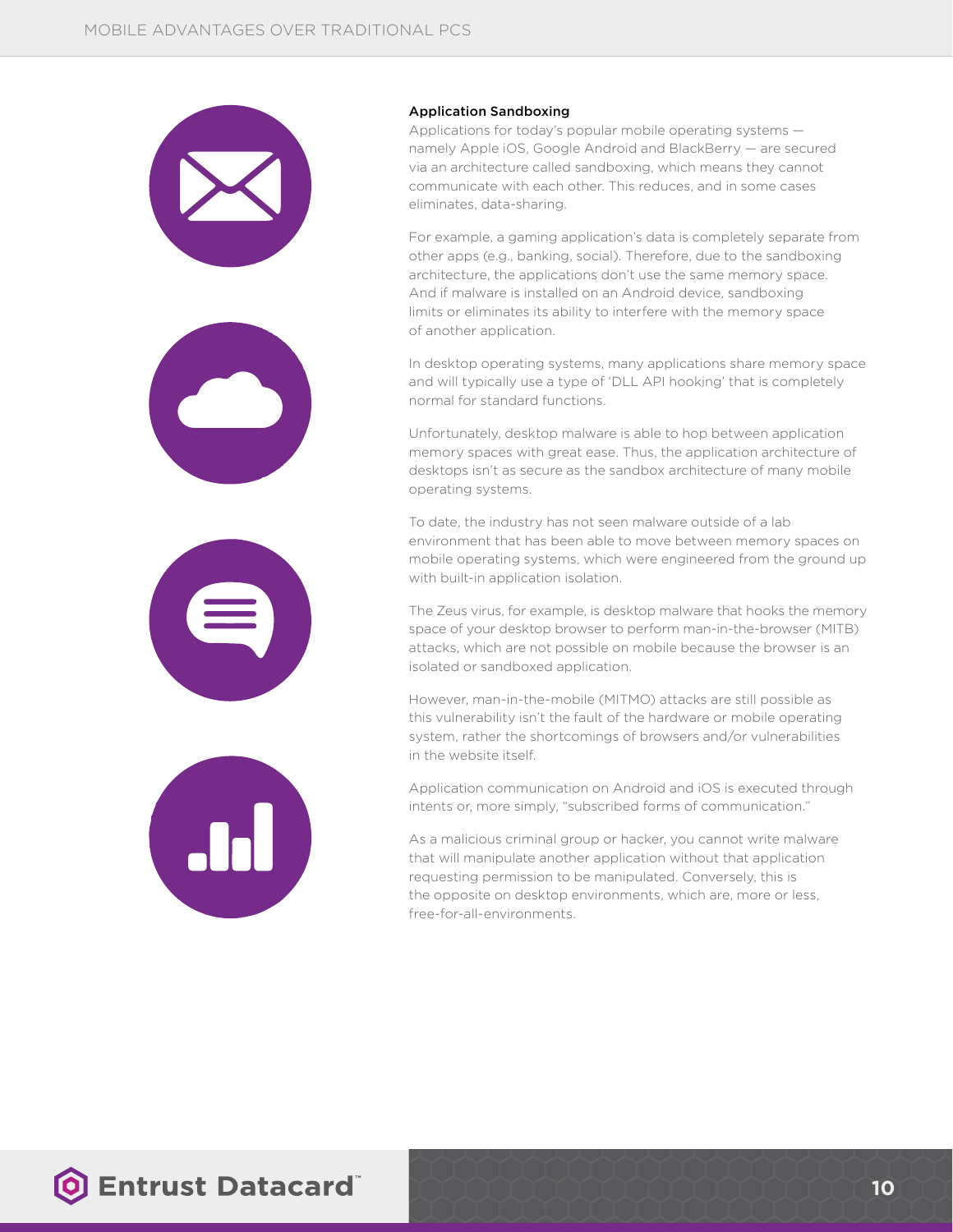### Application Sandboxing

Applications for today's popular mobile operating systems — namely Apple iOS, Google Android and BlackBerry — are secured via an architecture called sandboxing, which means they cannot communicate with each other. This reduces, and in some cases eliminates, data-sharing.

For example, a gaming application's data is completely separate from other apps (e.g., banking, social). Therefore, due to the sandboxing architecture, the applications don't use the same memory space. And if malware is installed on an Android device, sandboxing limits or eliminates its ability to interfere with the memory space of another application.

In desktop operating systems, many applications share memory space and will typically use a type of 'DLL API hooking' that is completely normal for standard functions.

Unfortunately, desktop malware is able to hop between application memory spaces with great ease. Thus, the application architecture of desktops isn't as secure as the sandbox architecture of many mobile operating systems.

To date, the industry has not seen malware outside of a lab environment that has been able to move between memory spaces on mobile operating systems, which were engineered from the ground up with built-in application isolation.

The Zeus virus, for example, is desktop malware that hooks the memory space of your desktop browser to perform man-in-the-browser (MITB) attacks, which are not possible on mobile because the browser is an isolated or sandboxed application.

However, man-in-the-mobile (MITMO) attacks are still possible as this vulnerability isn't the fault of the hardware or mobile operating system, rather the shortcomings of browsers and/or vulnerabilities in the website itself.

Application communication on Android and iOS is executed through intents or, more simply, "subscribed forms of communication."

As a malicious criminal group or hacker, you cannot write malware that will manipulate another application without that application requesting permission to be manipulated. Conversely, this is the opposite on desktop environments, which are, more or less, free-for-all-environments.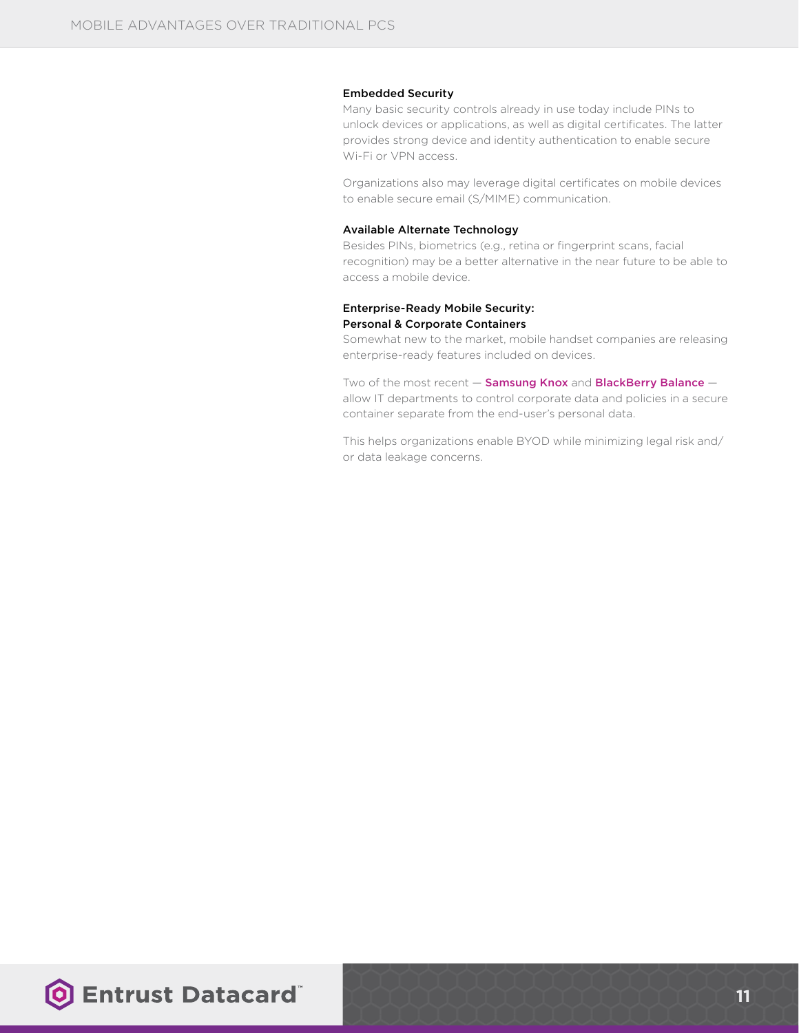### Embedded Security

Many basic security controls already in use today include PINs to unlock devices or applications, as well as digital certificates. The latter provides strong device and identity authentication to enable secure Wi-Fi or VPN access.

Organizations also may leverage digital certificates on mobile devices to enable secure email (S/MIME) communication.

### Available Alternate Technology

Besides PINs, biometrics (e.g., retina or fingerprint scans, facial recognition) may be a better alternative in the near future to be able to access a mobile device.

### Enterprise-Ready Mobile Security: Personal & Corporate Containers

Somewhat new to the market, mobile handset companies are releasing enterprise-ready features included on devices.

Two of the most recent — Samsung Knox and BlackBerry Balance — allow IT departments to control corporate data and policies in a secure container separate from the end-user's personal data.

This helps organizations enable BYOD while minimizing legal risk and/or data leakage concerns.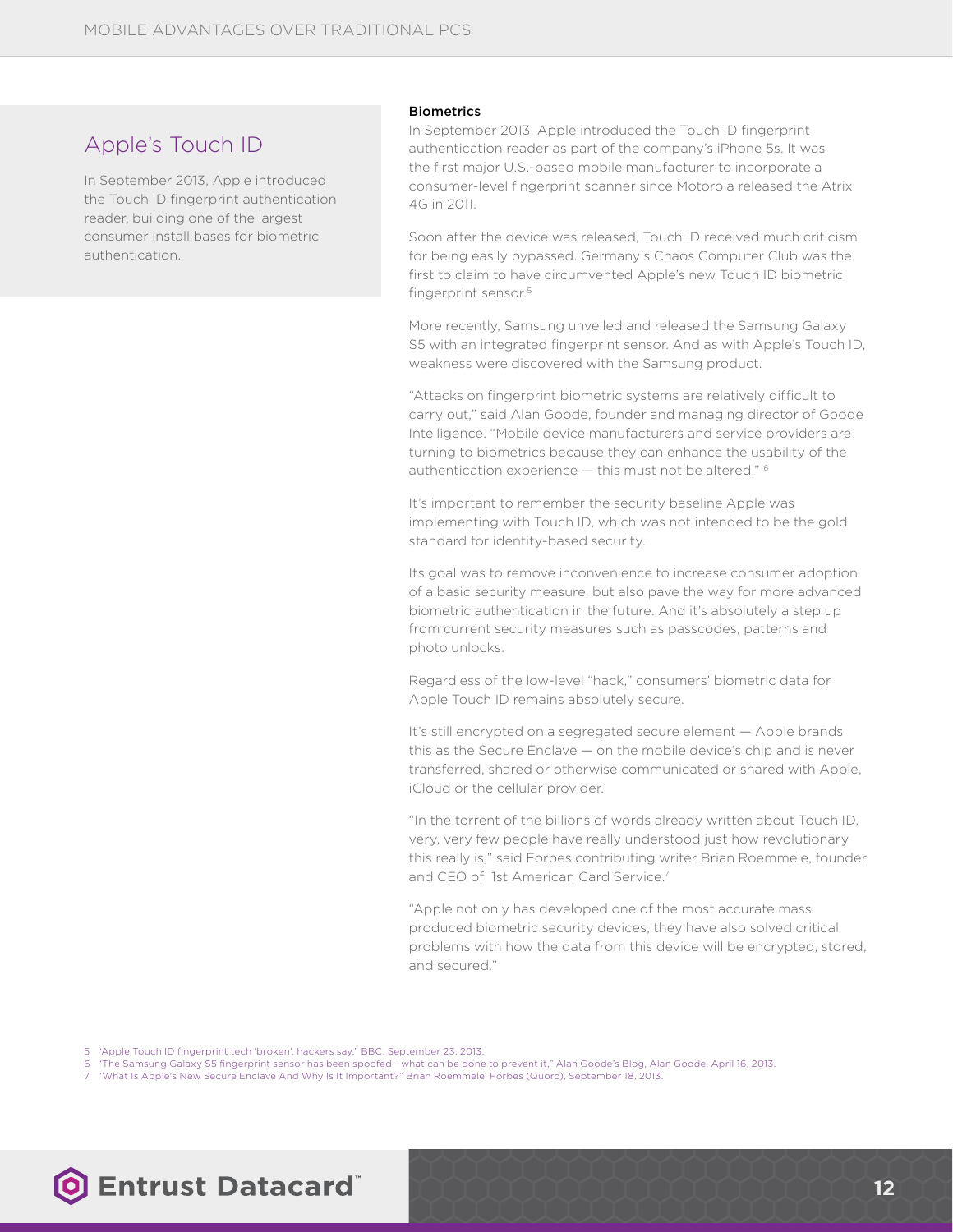## Apple's Touch ID

In September 2013, Apple introduced the Touch ID fingerprint authentication reader, building one of the largest consumer install bases for biometric authentication.

### Biometrics

In September 2013, Apple introduced the Touch ID fingerprint authentication reader as part of the company's iPhone 5s. It was the first major U.S.-based mobile manufacturer to incorporate a consumer-level fingerprint scanner since Motorola released the Atrix 4G in 2011.

Soon after the device was released, Touch ID received much criticism for being easily bypassed. Germany's Chaos Computer Club was the first to claim to have circumvented Apple's new Touch ID biometric fingerprint sensor.[5]

More recently, Samsung unveiled and released the Samsung Galaxy S5 with an integrated fingerprint sensor. And as with Apple's Touch ID, weakness were discovered with the Samsung product.

"Attacks on fingerprint biometric systems are relatively difficult to carry out," said Alan Goode, founder and managing director of Goode Intelligence. "Mobile device manufacturers and service providers are turning to biometrics because they can enhance the usability of the authentication experience — this must not be altered." [6]

It's important to remember the security baseline Apple was implementing with Touch ID, which was not intended to be the gold standard for identity-based security.

Its goal was to remove inconvenience to increase consumer adoption of a basic security measure, but also pave the way for more advanced biometric authentication in the future. And it's absolutely a step up from current security measures such as passcodes, patterns and photo unlocks.

Regardless of the low-level "hack," consumers' biometric data for Apple Touch ID remains absolutely secure.

It's still encrypted on a segregated secure element — Apple brands this as the Secure Enclave — on the mobile device's chip and is never transferred, shared or otherwise communicated or shared with Apple, iCloud or the cellular provider.

"In the torrent of the billions of words already written about Touch ID, very, very few people have really understood just how revolutionary this really is," said Forbes contributing writer Brian Roemmele, founder and CEO of 1st American Card Service.[7]

"Apple not only has developed one of the most accurate mass produced biometric security devices, they have also solved critical problems with how the data from this device will be encrypted, stored, and secured."

5 "Apple Touch ID fingerprint tech 'broken', hackers say," BBC, September 23, 2013.
6 "The Samsung Galaxy S5 fingerprint sensor has been spoofed - what can be done to prevent it," Alan Goode's Blog, Alan Goode, April 16, 2013.
7 "What Is Apple's New Secure Enclave And Why Is It Important?" Brian Roemmele, Forbes (Quoro), September 18, 2013.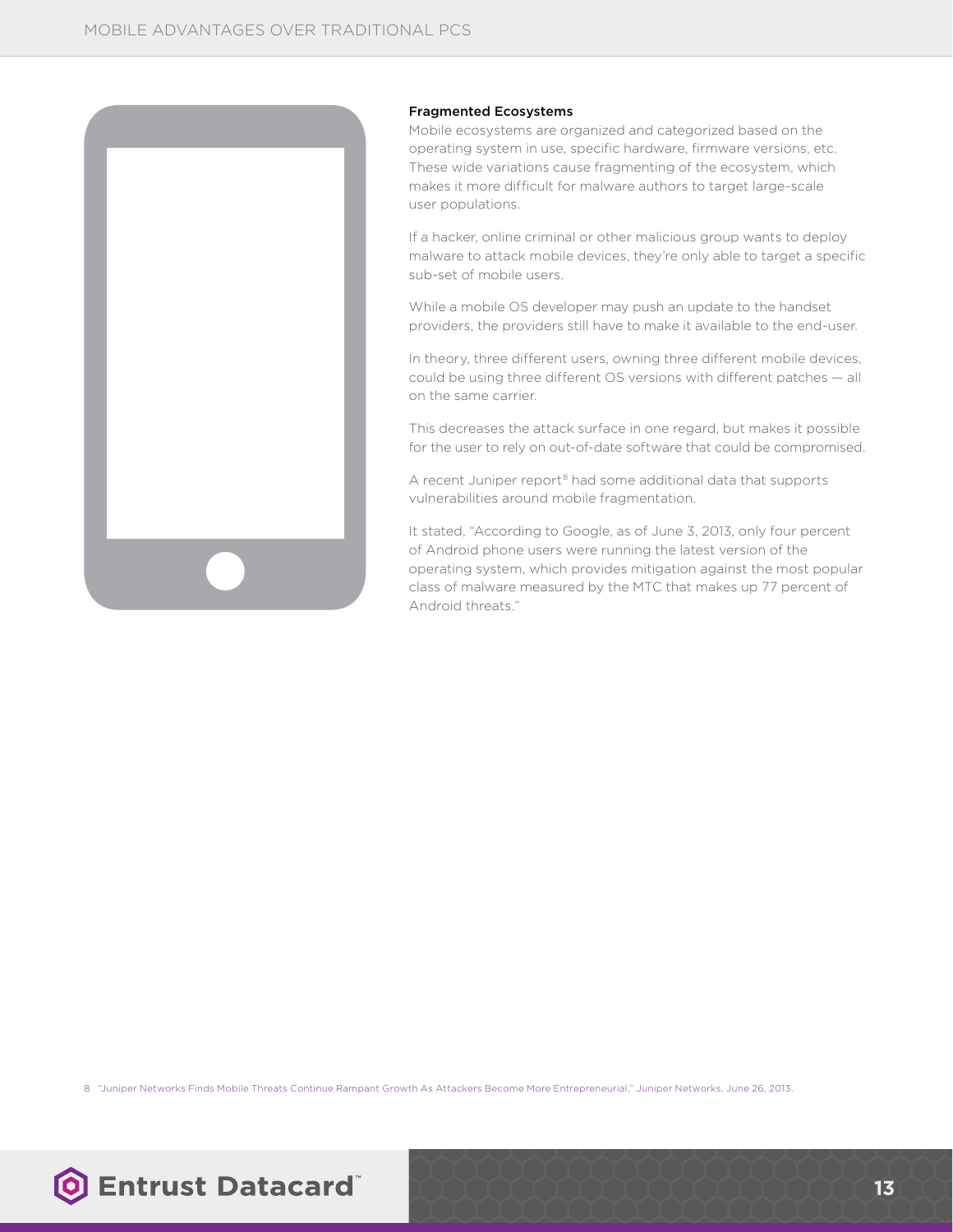### Fragmented Ecosystems

Mobile ecosystems are organized and categorized based on the operating system in use, specific hardware, firmware versions, etc. These wide variations cause fragmenting of the ecosystem, which makes it more difficult for malware authors to target large-scale user populations.

If a hacker, online criminal or other malicious group wants to deploy malware to attack mobile devices, they're only able to target a specific sub-set of mobile users.

While a mobile OS developer may push an update to the handset providers, the providers still have to make it available to the end-user.

In theory, three different users, owning three different mobile devices, could be using three different OS versions with different patches — all on the same carrier.

This decreases the attack surface in one regard, but makes it possible for the user to rely on out-of-date software that could be compromised.

A recent Juniper report[8] had some additional data that supports vulnerabilities around mobile fragmentation.

It stated, "According to Google, as of June 3, 2013, only four percent of Android phone users were running the latest version of the operating system, which provides mitigation against the most popular class of malware measured by the MTC that makes up 77 percent of Android threats."

8 "Juniper Networks Finds Mobile Threats Continue Rampant Growth As Attackers Become More Entrepreneurial," Juniper Networks, June 26, 2013.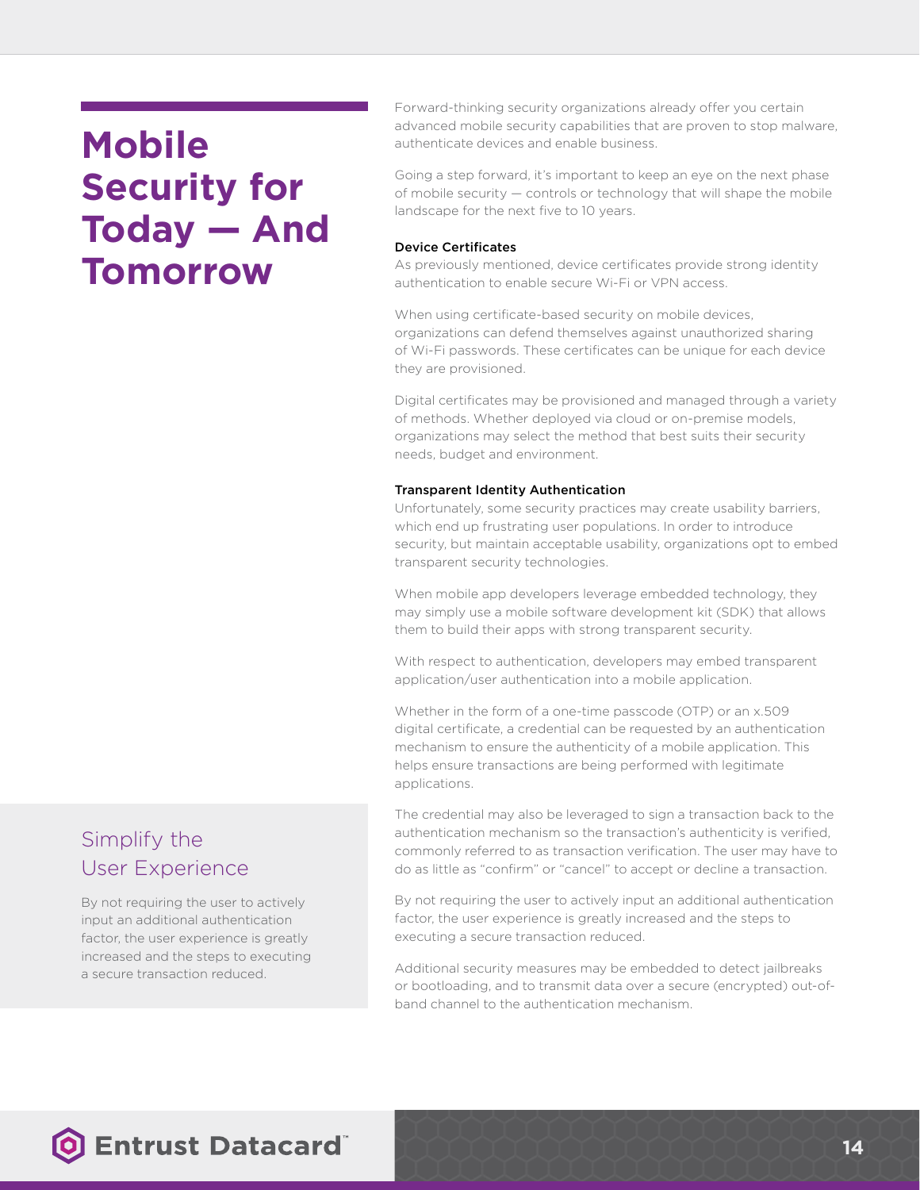# Mobile Security for Today — And Tomorrow

Forward-thinking security organizations already offer you certain advanced mobile security capabilities that are proven to stop malware, authenticate devices and enable business.

Going a step forward, it's important to keep an eye on the next phase of mobile security — controls or technology that will shape the mobile landscape for the next five to 10 years.

### Device Certificates

As previously mentioned, device certificates provide strong identity authentication to enable secure Wi-Fi or VPN access.

When using certificate-based security on mobile devices, organizations can defend themselves against unauthorized sharing of Wi-Fi passwords. These certificates can be unique for each device they are provisioned.

Digital certificates may be provisioned and managed through a variety of methods. Whether deployed via cloud or on-premise models, organizations may select the method that best suits their security needs, budget and environment.

### Transparent Identity Authentication

Unfortunately, some security practices may create usability barriers, which end up frustrating user populations. In order to introduce security, but maintain acceptable usability, organizations opt to embed transparent security technologies.

When mobile app developers leverage embedded technology, they may simply use a mobile software development kit (SDK) that allows them to build their apps with strong transparent security.

With respect to authentication, developers may embed transparent application/user authentication into a mobile application.

Whether in the form of a one-time passcode (OTP) or an x.509 digital certificate, a credential can be requested by an authentication mechanism to ensure the authenticity of a mobile application. This helps ensure transactions are being performed with legitimate applications.

The credential may also be leveraged to sign a transaction back to the authentication mechanism so the transaction's authenticity is verified, commonly referred to as transaction verification. The user may have to do as little as "confirm" or "cancel" to accept or decline a transaction.

By not requiring the user to actively input an additional authentication factor, the user experience is greatly increased and the steps to executing a secure transaction reduced.

Additional security measures may be embedded to detect jailbreaks or bootloading, and to transmit data over a secure (encrypted) out-of-band channel to the authentication mechanism.

## Simplify the User Experience

By not requiring the user to actively input an additional authentication factor, the user experience is greatly increased and the steps to executing a secure transaction reduced.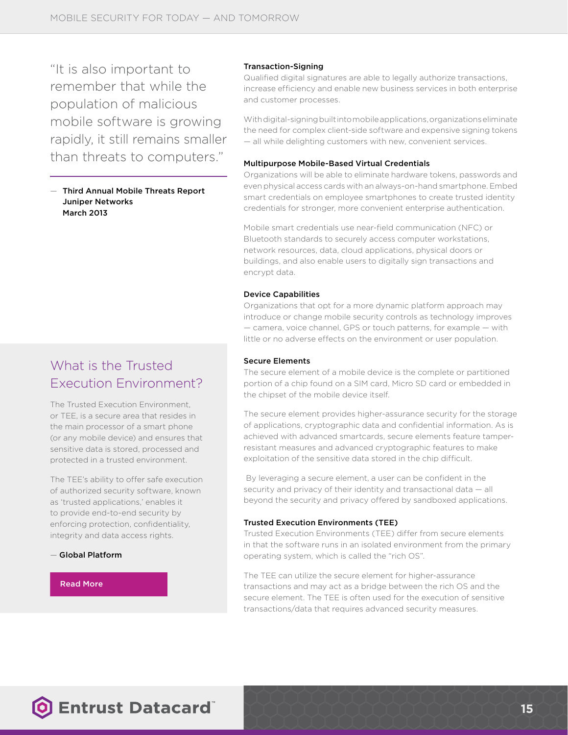> "It is also important to remember that while the population of malicious mobile software is growing rapidly, it still remains smaller than threats to computers."
>
> — **Third Annual Mobile Threats Report**
> **Juniper Networks**
> **March 2013**

## What is the Trusted Execution Environment?

The Trusted Execution Environment, or TEE, is a secure area that resides in the main processor of a smart phone (or any mobile device) and ensures that sensitive data is stored, processed and protected in a trusted environment.

The TEE's ability to offer safe execution of authorized security software, known as 'trusted applications,' enables it to provide end-to-end security by enforcing protection, confidentiality, integrity and data access rights.

— **Global Platform**

Read More

### Transaction-Signing

Qualified digital signatures are able to legally authorize transactions, increase efficiency and enable new business services in both enterprise and customer processes.

With digital-signing built into mobile applications, organizations eliminate the need for complex client-side software and expensive signing tokens — all while delighting customers with new, convenient services.

### Multipurpose Mobile-Based Virtual Credentials

Organizations will be able to eliminate hardware tokens, passwords and even physical access cards with an always-on-hand smartphone. Embed smart credentials on employee smartphones to create trusted identity credentials for stronger, more convenient enterprise authentication.

Mobile smart credentials use near-field communication (NFC) or Bluetooth standards to securely access computer workstations, network resources, data, cloud applications, physical doors or buildings, and also enable users to digitally sign transactions and encrypt data.

### Device Capabilities

Organizations that opt for a more dynamic platform approach may introduce or change mobile security controls as technology improves — camera, voice channel, GPS or touch patterns, for example — with little or no adverse effects on the environment or user population.

### Secure Elements

The secure element of a mobile device is the complete or partitioned portion of a chip found on a SIM card, Micro SD card or embedded in the chipset of the mobile device itself.

The secure element provides higher-assurance security for the storage of applications, cryptographic data and confidential information. As is achieved with advanced smartcards, secure elements feature tamper-resistant measures and advanced cryptographic features to make exploitation of the sensitive data stored in the chip difficult.

By leveraging a secure element, a user can be confident in the security and privacy of their identity and transactional data — all beyond the security and privacy offered by sandboxed applications.

### Trusted Execution Environments (TEE)

Trusted Execution Environments (TEE) differ from secure elements in that the software runs in an isolated environment from the primary operating system, which is called the "rich OS".

The TEE can utilize the secure element for higher-assurance transactions and may act as a bridge between the rich OS and the secure element. The TEE is often used for the execution of sensitive transactions/data that requires advanced security measures.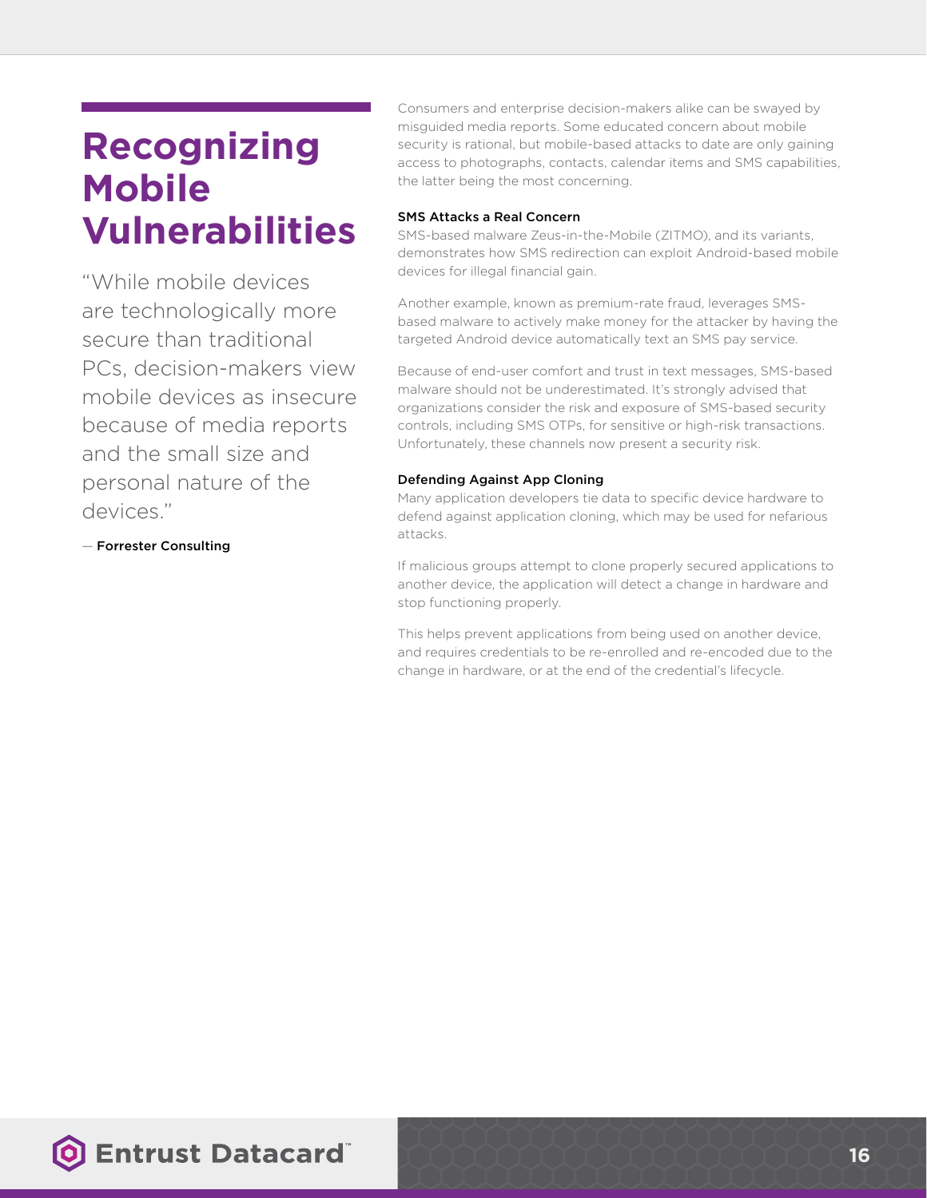# Recognizing Mobile Vulnerabilities

"While mobile devices are technologically more secure than traditional PCs, decision-makers view mobile devices as insecure because of media reports and the small size and personal nature of the devices."

— Forrester Consulting

Consumers and enterprise decision-makers alike can be swayed by misguided media reports. Some educated concern about mobile security is rational, but mobile-based attacks to date are only gaining access to photographs, contacts, calendar items and SMS capabilities, the latter being the most concerning.

### SMS Attacks a Real Concern

SMS-based malware Zeus-in-the-Mobile (ZITMO), and its variants, demonstrates how SMS redirection can exploit Android-based mobile devices for illegal financial gain.

Another example, known as premium-rate fraud, leverages SMS-based malware to actively make money for the attacker by having the targeted Android device automatically text an SMS pay service.

Because of end-user comfort and trust in text messages, SMS-based malware should not be underestimated. It's strongly advised that organizations consider the risk and exposure of SMS-based security controls, including SMS OTPs, for sensitive or high-risk transactions. Unfortunately, these channels now present a security risk.

### Defending Against App Cloning

Many application developers tie data to specific device hardware to defend against application cloning, which may be used for nefarious attacks.

If malicious groups attempt to clone properly secured applications to another device, the application will detect a change in hardware and stop functioning properly.

This helps prevent applications from being used on another device, and requires credentials to be re-enrolled and re-encoded due to the change in hardware, or at the end of the credential's lifecycle.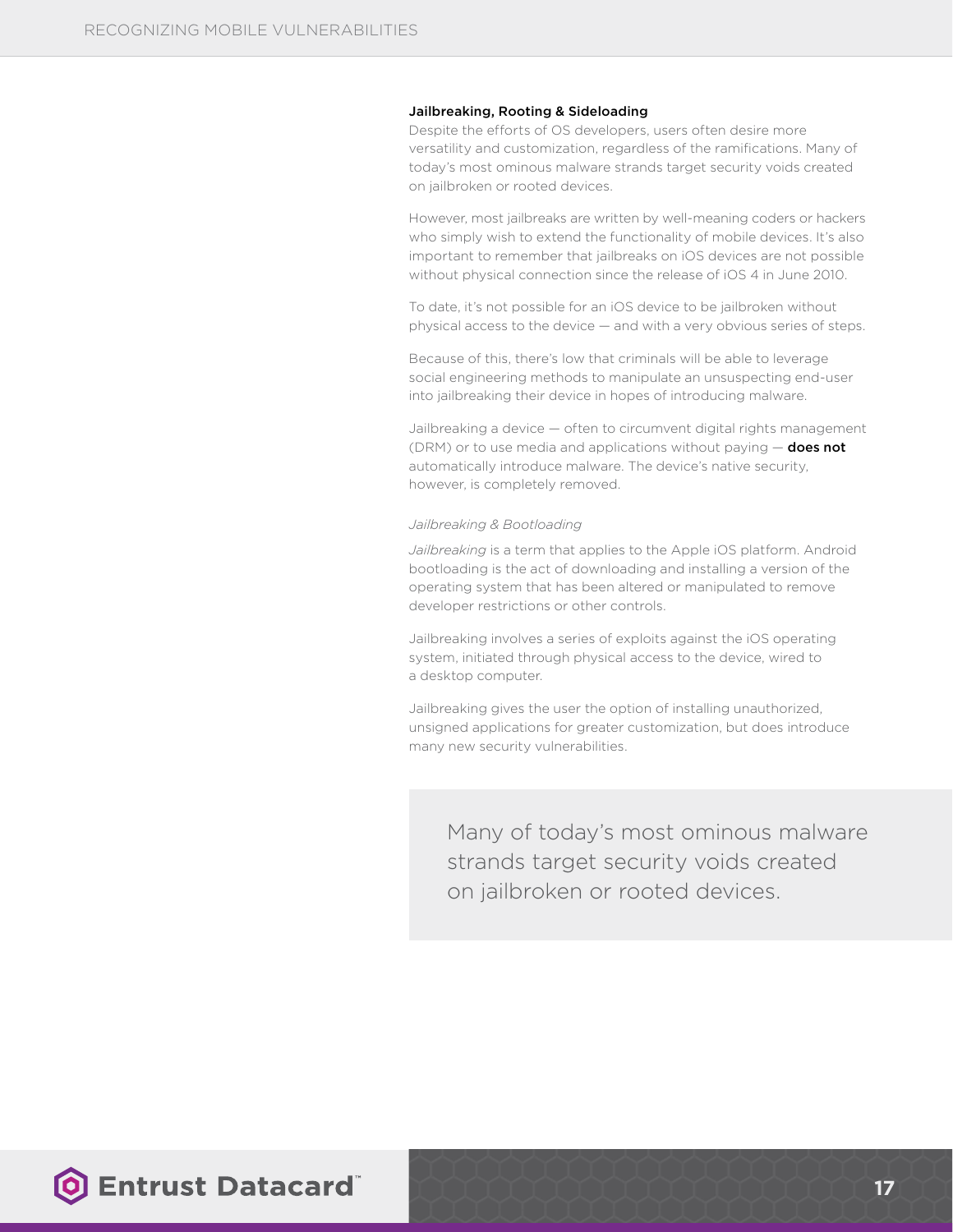### Jailbreaking, Rooting & Sideloading

Despite the efforts of OS developers, users often desire more versatility and customization, regardless of the ramifications. Many of today's most ominous malware strands target security voids created on jailbroken or rooted devices.

However, most jailbreaks are written by well-meaning coders or hackers who simply wish to extend the functionality of mobile devices. It's also important to remember that jailbreaks on iOS devices are not possible without physical connection since the release of iOS 4 in June 2010.

To date, it's not possible for an iOS device to be jailbroken without physical access to the device — and with a very obvious series of steps.

Because of this, there's low that criminals will be able to leverage social engineering methods to manipulate an unsuspecting end-user into jailbreaking their device in hopes of introducing malware.

Jailbreaking a device — often to circumvent digital rights management (DRM) or to use media and applications without paying — **does not** automatically introduce malware. The device's native security, however, is completely removed.

*Jailbreaking & Bootloading*

*Jailbreaking* is a term that applies to the Apple iOS platform. Android bootloading is the act of downloading and installing a version of the operating system that has been altered or manipulated to remove developer restrictions or other controls.

Jailbreaking involves a series of exploits against the iOS operating system, initiated through physical access to the device, wired to a desktop computer.

Jailbreaking gives the user the option of installing unauthorized, unsigned applications for greater customization, but does introduce many new security vulnerabilities.

> Many of today's most ominous malware strands target security voids created on jailbroken or rooted devices.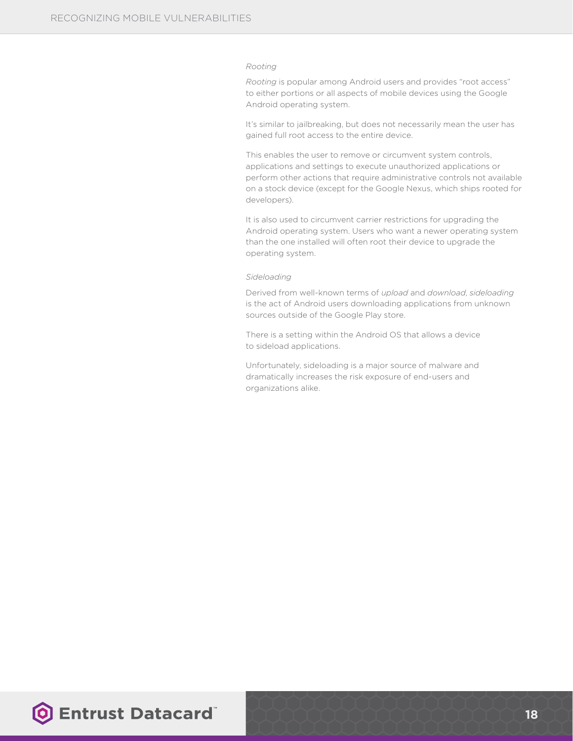*Rooting*

*Rooting* is popular among Android users and provides "root access" to either portions or all aspects of mobile devices using the Google Android operating system.

It's similar to jailbreaking, but does not necessarily mean the user has gained full root access to the entire device.

This enables the user to remove or circumvent system controls, applications and settings to execute unauthorized applications or perform other actions that require administrative controls not available on a stock device (except for the Google Nexus, which ships rooted for developers).

It is also used to circumvent carrier restrictions for upgrading the Android operating system. Users who want a newer operating system than the one installed will often root their device to upgrade the operating system.

*Sideloading*

Derived from well-known terms of *upload* and *download*, *sideloading* is the act of Android users downloading applications from unknown sources outside of the Google Play store.

There is a setting within the Android OS that allows a device to sideload applications.

Unfortunately, sideloading is a major source of malware and dramatically increases the risk exposure of end-users and organizations alike.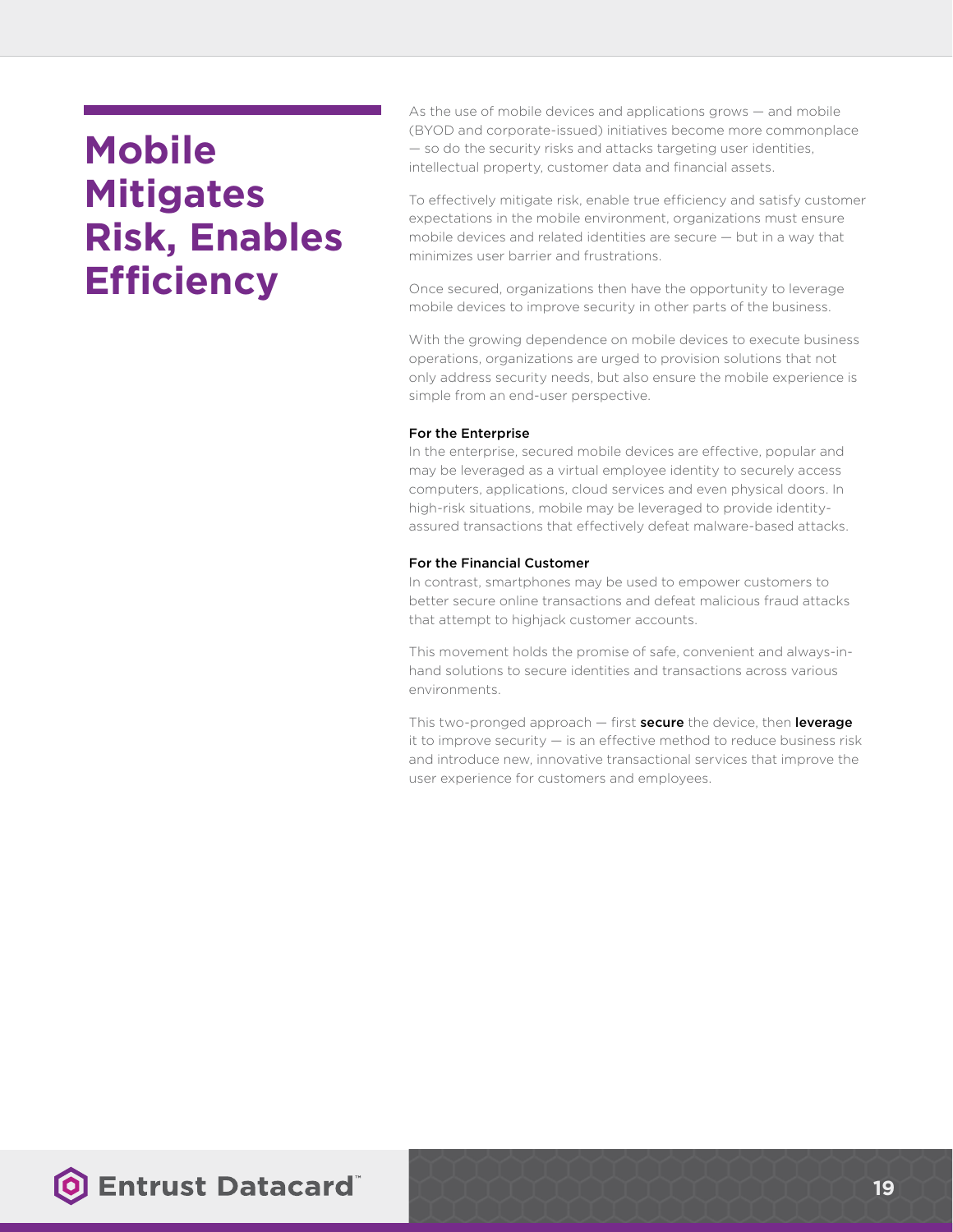# Mobile Mitigates Risk, Enables Efficiency

As the use of mobile devices and applications grows — and mobile (BYOD and corporate-issued) initiatives become more commonplace — so do the security risks and attacks targeting user identities, intellectual property, customer data and financial assets.

To effectively mitigate risk, enable true efficiency and satisfy customer expectations in the mobile environment, organizations must ensure mobile devices and related identities are secure — but in a way that minimizes user barrier and frustrations.

Once secured, organizations then have the opportunity to leverage mobile devices to improve security in other parts of the business.

With the growing dependence on mobile devices to execute business operations, organizations are urged to provision solutions that not only address security needs, but also ensure the mobile experience is simple from an end-user perspective.

**For the Enterprise**

In the enterprise, secured mobile devices are effective, popular and may be leveraged as a virtual employee identity to securely access computers, applications, cloud services and even physical doors. In high-risk situations, mobile may be leveraged to provide identity-assured transactions that effectively defeat malware-based attacks.

**For the Financial Customer**

In contrast, smartphones may be used to empower customers to better secure online transactions and defeat malicious fraud attacks that attempt to highjack customer accounts.

This movement holds the promise of safe, convenient and always-in-hand solutions to secure identities and transactions across various environments.

This two-pronged approach — first **secure** the device, then **leverage** it to improve security — is an effective method to reduce business risk and introduce new, innovative transactional services that improve the user experience for customers and employees.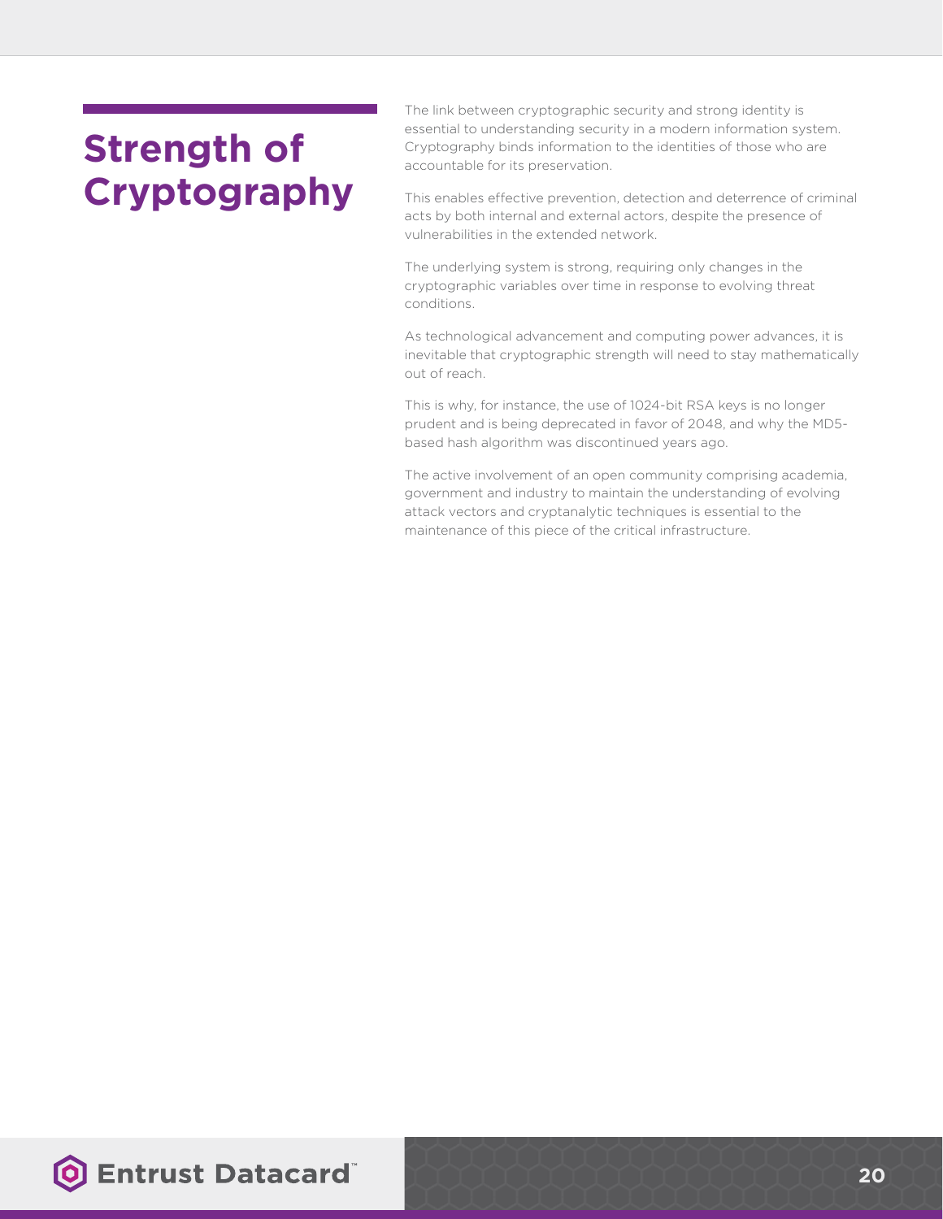# Strength of Cryptography

The link between cryptographic security and strong identity is essential to understanding security in a modern information system. Cryptography binds information to the identities of those who are accountable for its preservation.

This enables effective prevention, detection and deterrence of criminal acts by both internal and external actors, despite the presence of vulnerabilities in the extended network.

The underlying system is strong, requiring only changes in the cryptographic variables over time in response to evolving threat conditions.

As technological advancement and computing power advances, it is inevitable that cryptographic strength will need to stay mathematically out of reach.

This is why, for instance, the use of 1024-bit RSA keys is no longer prudent and is being deprecated in favor of 2048, and why the MD5-based hash algorithm was discontinued years ago.

The active involvement of an open community comprising academia, government and industry to maintain the understanding of evolving attack vectors and cryptanalytic techniques is essential to the maintenance of this piece of the critical infrastructure.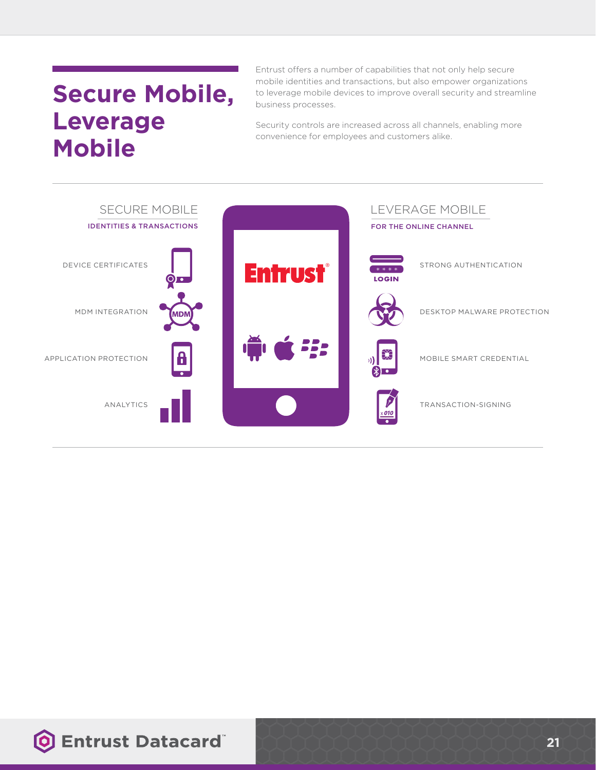# Secure Mobile, Leverage Mobile

Entrust offers a number of capabilities that not only help secure mobile identities and transactions, but also empower organizations to leverage mobile devices to improve overall security and streamline business processes.

Security controls are increased across all channels, enabling more convenience for employees and customers alike.

## SECURE MOBILE

**IDENTITIES & TRANSACTIONS**

- DEVICE CERTIFICATES
- MDM INTEGRATION
- APPLICATION PROTECTION
- ANALYTICS

## LEVERAGE MOBILE

**FOR THE ONLINE CHANNEL**

- STRONG AUTHENTICATION
- DESKTOP MALWARE PROTECTION
- MOBILE SMART CREDENTIAL
- TRANSACTION-SIGNING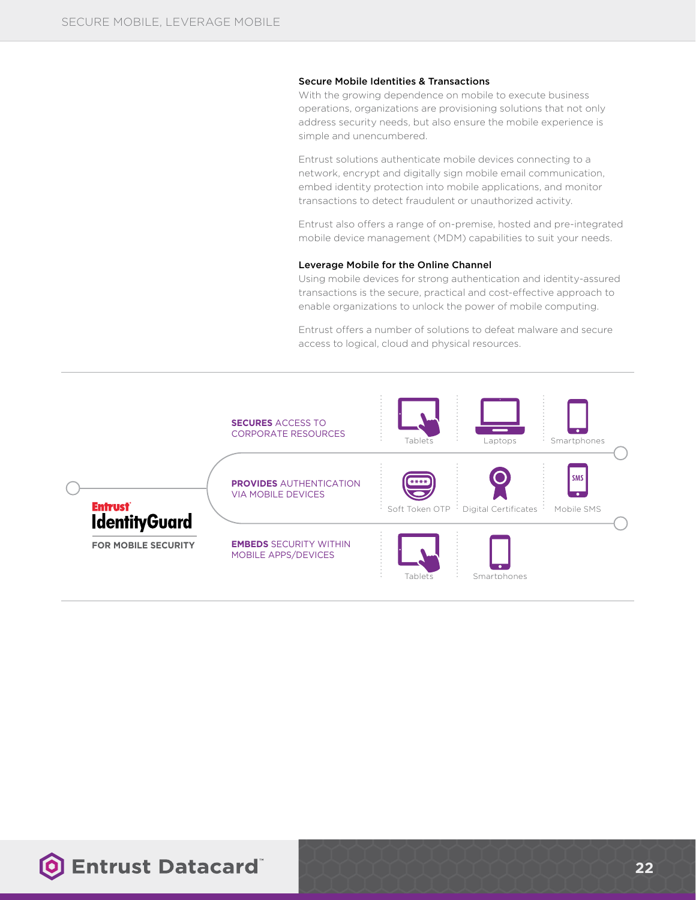### Secure Mobile Identities & Transactions

With the growing dependence on mobile to execute business operations, organizations are provisioning solutions that not only address security needs, but also ensure the mobile experience is simple and unencumbered.

Entrust solutions authenticate mobile devices connecting to a network, encrypt and digitally sign mobile email communication, embed identity protection into mobile applications, and monitor transactions to detect fraudulent or unauthorized activity.

Entrust also offers a range of on-premise, hosted and pre-integrated mobile device management (MDM) capabilities to suit your needs.

### Leverage Mobile for the Online Channel

Using mobile devices for strong authentication and identity-assured transactions is the secure, practical and cost-effective approach to enable organizations to unlock the power of mobile computing.

Entrust offers a number of solutions to defeat malware and secure access to logical, cloud and physical resources.

**Entrust IdentityGuard**

**FOR MOBILE SECURITY**

**SECURES** ACCESS TO CORPORATE RESOURCES

Tablets | Laptops | Smartphones

**PROVIDES** AUTHENTICATION VIA MOBILE DEVICES

Soft Token OTP | Digital Certificates | Mobile SMS

**EMBEDS** SECURITY WITHIN MOBILE APPS/DEVICES

Tablets | Smartphones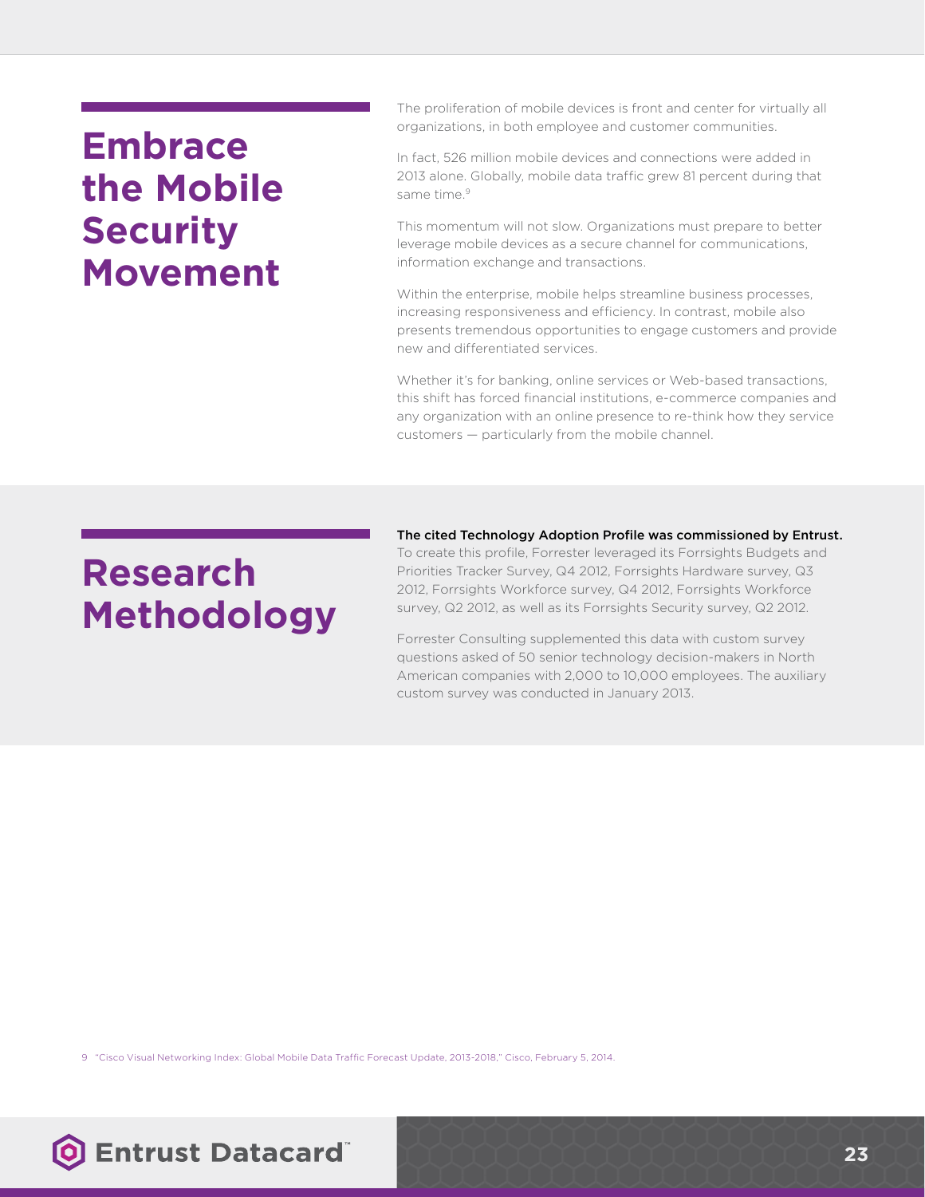# Embrace the Mobile Security Movement

The proliferation of mobile devices is front and center for virtually all organizations, in both employee and customer communities.

In fact, 526 million mobile devices and connections were added in 2013 alone. Globally, mobile data traffic grew 81 percent during that same time.[9]

This momentum will not slow. Organizations must prepare to better leverage mobile devices as a secure channel for communications, information exchange and transactions.

Within the enterprise, mobile helps streamline business processes, increasing responsiveness and efficiency. In contrast, mobile also presents tremendous opportunities to engage customers and provide new and differentiated services.

Whether it's for banking, online services or Web-based transactions, this shift has forced financial institutions, e-commerce companies and any organization with an online presence to re-think how they service customers — particularly from the mobile channel.

# Research Methodology

**The cited Technology Adoption Profile was commissioned by Entrust.** To create this profile, Forrester leveraged its Forrsights Budgets and Priorities Tracker Survey, Q4 2012, Forrsights Hardware survey, Q3 2012, Forrsights Workforce survey, Q4 2012, Forrsights Workforce survey, Q2 2012, as well as its Forrsights Security survey, Q2 2012.

Forrester Consulting supplemented this data with custom survey questions asked of 50 senior technology decision-makers in North American companies with 2,000 to 10,000 employees. The auxiliary custom survey was conducted in January 2013.

9 "Cisco Visual Networking Index: Global Mobile Data Traffic Forecast Update, 2013-2018," Cisco, February 5, 2014.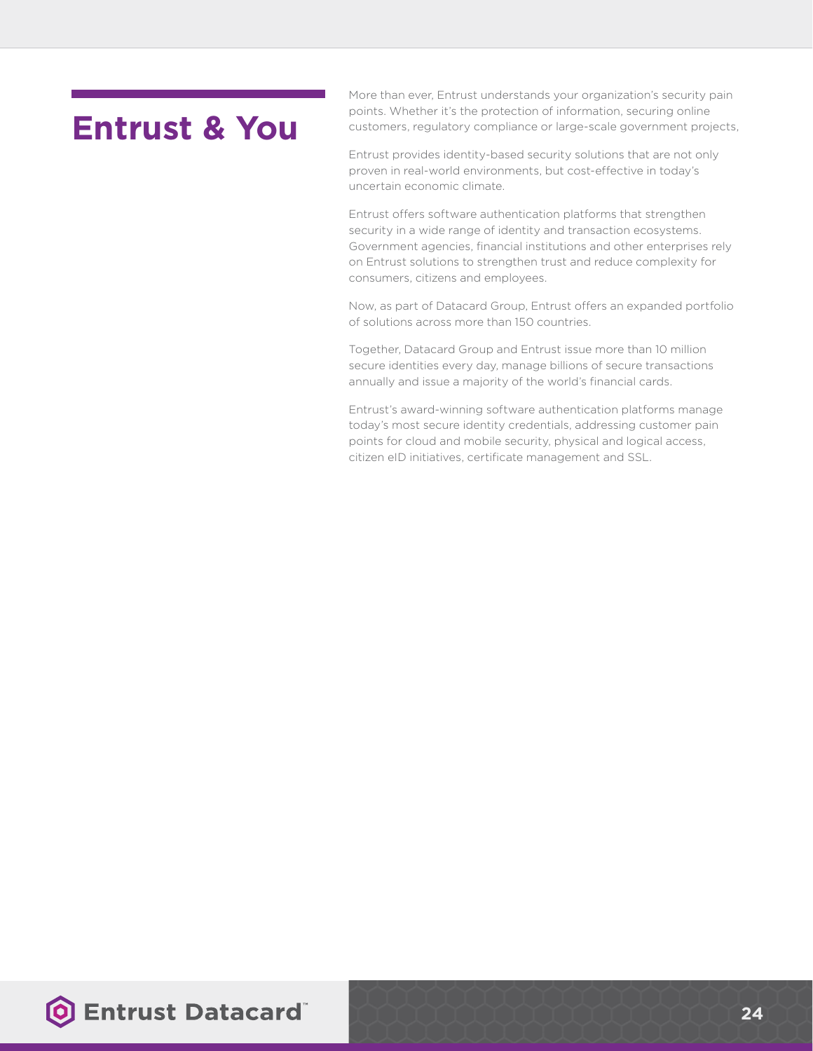# Entrust & You

More than ever, Entrust understands your organization's security pain points. Whether it's the protection of information, securing online customers, regulatory compliance or large-scale government projects,

Entrust provides identity-based security solutions that are not only proven in real-world environments, but cost-effective in today's uncertain economic climate.

Entrust offers software authentication platforms that strengthen security in a wide range of identity and transaction ecosystems. Government agencies, financial institutions and other enterprises rely on Entrust solutions to strengthen trust and reduce complexity for consumers, citizens and employees.

Now, as part of Datacard Group, Entrust offers an expanded portfolio of solutions across more than 150 countries.

Together, Datacard Group and Entrust issue more than 10 million secure identities every day, manage billions of secure transactions annually and issue a majority of the world's financial cards.

Entrust's award-winning software authentication platforms manage today's most secure identity credentials, addressing customer pain points for cloud and mobile security, physical and logical access, citizen eID initiatives, certificate management and SSL.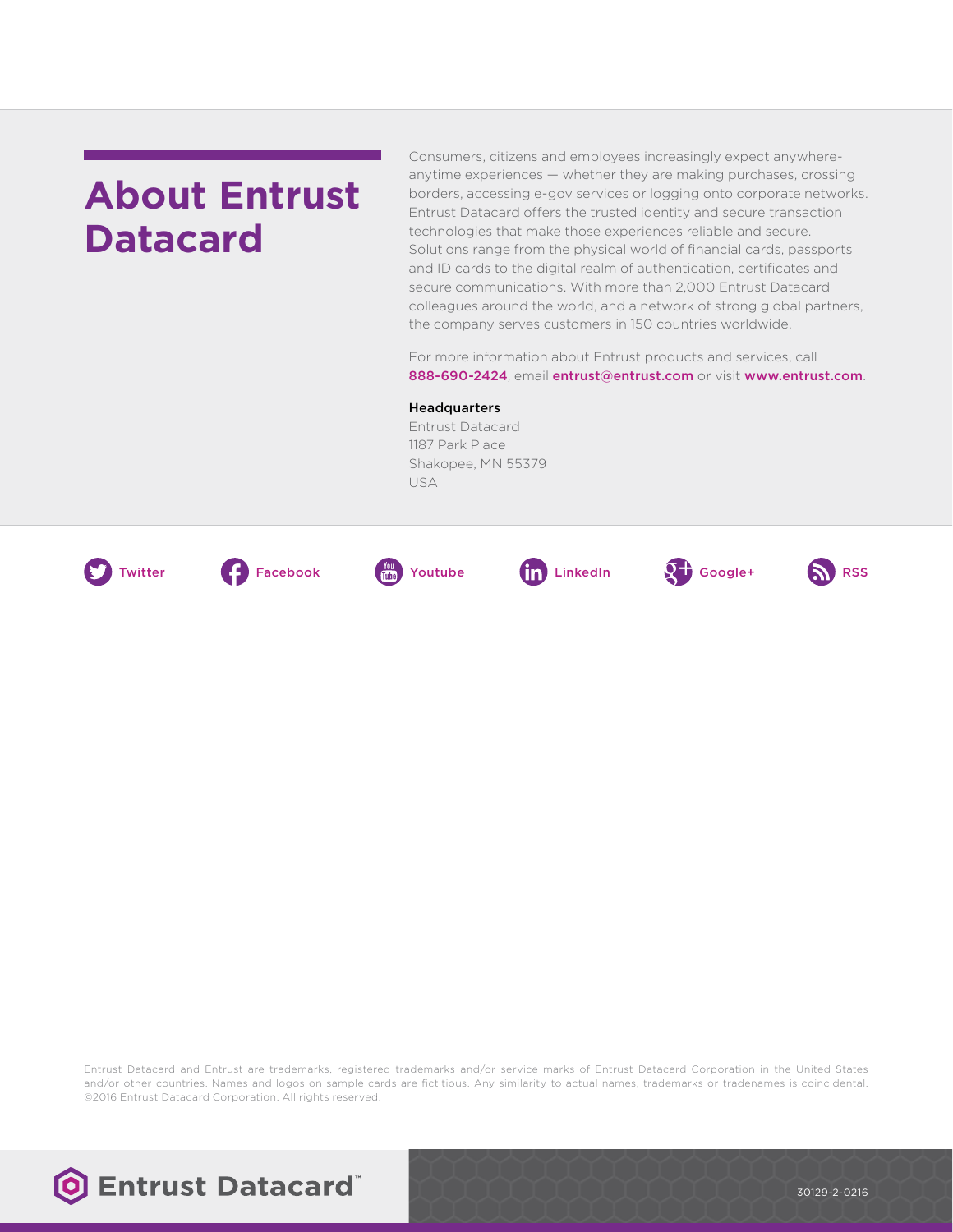# About Entrust Datacard

Consumers, citizens and employees increasingly expect anywhere-anytime experiences — whether they are making purchases, crossing borders, accessing e-gov services or logging onto corporate networks. Entrust Datacard offers the trusted identity and secure transaction technologies that make those experiences reliable and secure. Solutions range from the physical world of financial cards, passports and ID cards to the digital realm of authentication, certificates and secure communications. With more than 2,000 Entrust Datacard colleagues around the world, and a network of strong global partners, the company serves customers in 150 countries worldwide.

For more information about Entrust products and services, call **888-690-2424**, email **entrust@entrust.com** or visit **www.entrust.com**.

**Headquarters**
Entrust Datacard
1187 Park Place
Shakopee, MN 55379
USA

Twitter Facebook Youtube LinkedIn Google+ RSS

Entrust Datacard and Entrust are trademarks, registered trademarks and/or service marks of Entrust Datacard Corporation in the United States and/or other countries. Names and logos on sample cards are fictitious. Any similarity to actual names, trademarks or tradenames is coincidental. ©2016 Entrust Datacard Corporation. All rights reserved.

Entrust Datacard™

30129-2-0216